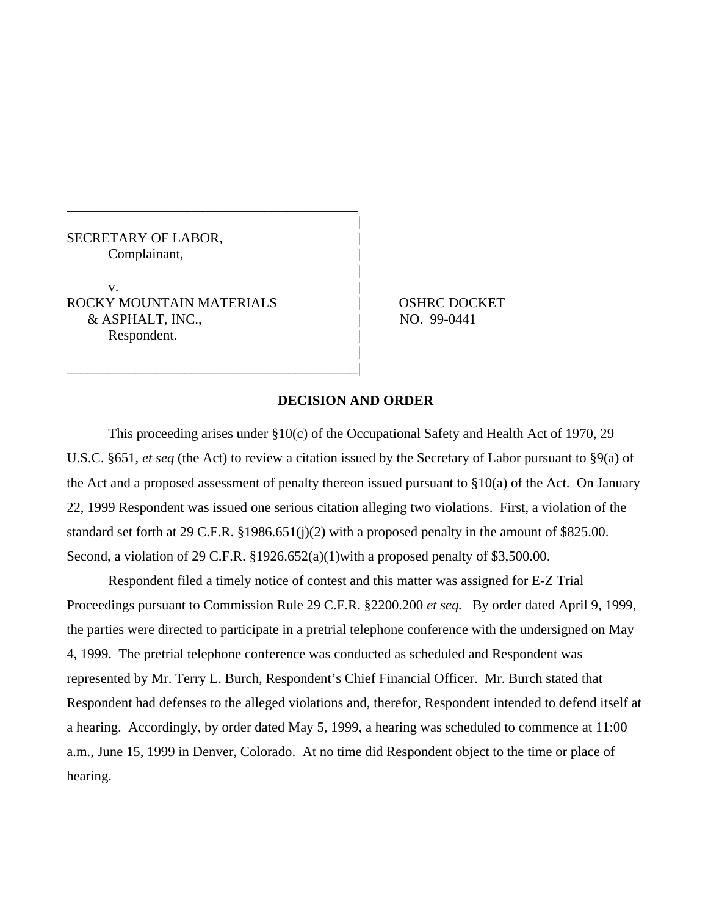SECRETARY OF LABOR,
Complainant,

v.

ROCKY MOUNTAIN MATERIALS & ASPHALT, INC.,
Respondent.

OSHRC DOCKET NO. 99-0441

## DECISION AND ORDER

This proceeding arises under §10(c) of the Occupational Safety and Health Act of 1970, 29 U.S.C. §651, *et seq* (the Act) to review a citation issued by the Secretary of Labor pursuant to §9(a) of the Act and a proposed assessment of penalty thereon issued pursuant to §10(a) of the Act. On January 22, 1999 Respondent was issued one serious citation alleging two violations. First, a violation of the standard set forth at 29 C.F.R. §1986.651(j)(2) with a proposed penalty in the amount of $825.00. Second, a violation of 29 C.F.R. §1926.652(a)(1)with a proposed penalty of $3,500.00.

Respondent filed a timely notice of contest and this matter was assigned for E-Z Trial Proceedings pursuant to Commission Rule 29 C.F.R. §2200.200 *et seq.* By order dated April 9, 1999, the parties were directed to participate in a pretrial telephone conference with the undersigned on May 4, 1999. The pretrial telephone conference was conducted as scheduled and Respondent was represented by Mr. Terry L. Burch, Respondent's Chief Financial Officer. Mr. Burch stated that Respondent had defenses to the alleged violations and, therefor, Respondent intended to defend itself at a hearing. Accordingly, by order dated May 5, 1999, a hearing was scheduled to commence at 11:00 a.m., June 15, 1999 in Denver, Colorado. At no time did Respondent object to the time or place of hearing.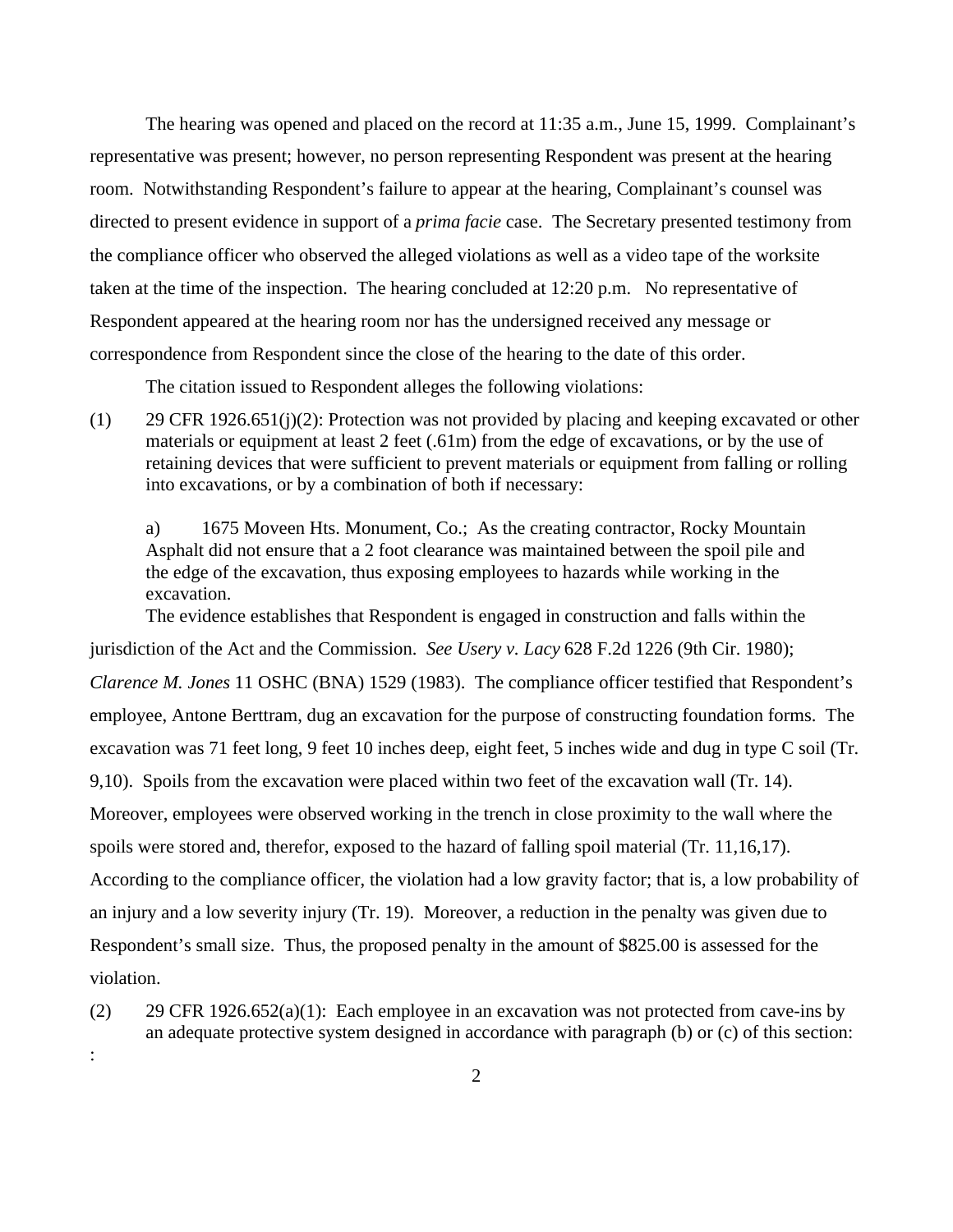The hearing was opened and placed on the record at 11:35 a.m., June 15, 1999. Complainant's representative was present; however, no person representing Respondent was present at the hearing room. Notwithstanding Respondent's failure to appear at the hearing, Complainant's counsel was directed to present evidence in support of a *prima facie* case. The Secretary presented testimony from the compliance officer who observed the alleged violations as well as a video tape of the worksite taken at the time of the inspection. The hearing concluded at 12:20 p.m. No representative of Respondent appeared at the hearing room nor has the undersigned received any message or correspondence from Respondent since the close of the hearing to the date of this order.

The citation issued to Respondent alleges the following violations:

(1) 29 CFR 1926.651(j)(2): Protection was not provided by placing and keeping excavated or other materials or equipment at least 2 feet (.61m) from the edge of excavations, or by the use of retaining devices that were sufficient to prevent materials or equipment from falling or rolling into excavations, or by a combination of both if necessary:

a) 1675 Moveen Hts. Monument, Co.; As the creating contractor, Rocky Mountain Asphalt did not ensure that a 2 foot clearance was maintained between the spoil pile and the edge of the excavation, thus exposing employees to hazards while working in the excavation.

The evidence establishes that Respondent is engaged in construction and falls within the jurisdiction of the Act and the Commission. *See Usery v. Lacy* 628 F.2d 1226 (9th Cir. 1980); *Clarence M. Jones* 11 OSHC (BNA) 1529 (1983). The compliance officer testified that Respondent's employee, Antone Berttram, dug an excavation for the purpose of constructing foundation forms. The excavation was 71 feet long, 9 feet 10 inches deep, eight feet, 5 inches wide and dug in type C soil (Tr. 9,10). Spoils from the excavation were placed within two feet of the excavation wall (Tr. 14). Moreover, employees were observed working in the trench in close proximity to the wall where the spoils were stored and, therefor, exposed to the hazard of falling spoil material (Tr. 11,16,17). According to the compliance officer, the violation had a low gravity factor; that is, a low probability of an injury and a low severity injury (Tr. 19). Moreover, a reduction in the penalty was given due to Respondent's small size. Thus, the proposed penalty in the amount of $825.00 is assessed for the violation.

(2) 29 CFR 1926.652(a)(1): Each employee in an excavation was not protected from cave-ins by an adequate protective system designed in accordance with paragraph (b) or (c) of this section:

: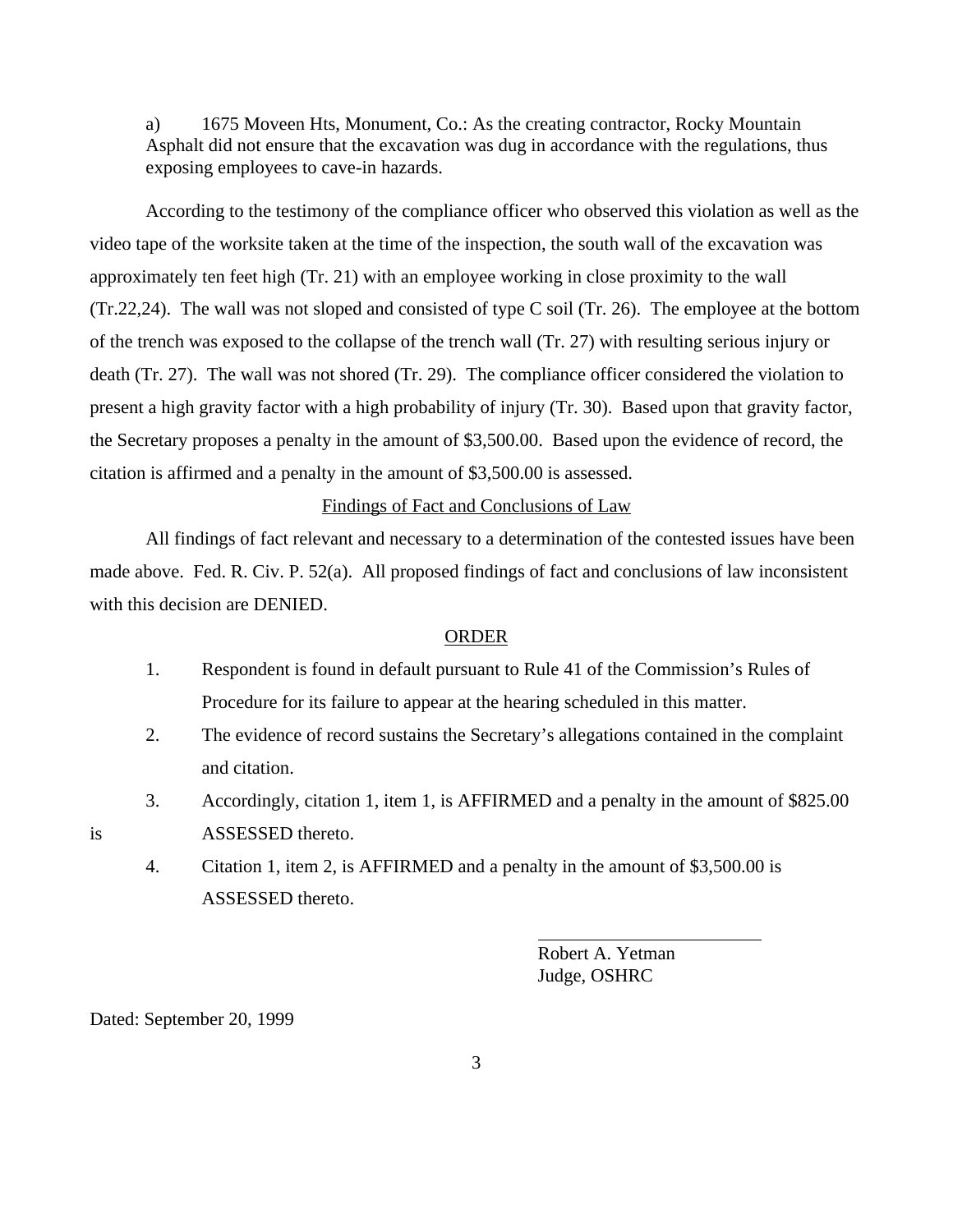a) 1675 Moveen Hts, Monument, Co.: As the creating contractor, Rocky Mountain Asphalt did not ensure that the excavation was dug in accordance with the regulations, thus exposing employees to cave-in hazards.

According to the testimony of the compliance officer who observed this violation as well as the video tape of the worksite taken at the time of the inspection, the south wall of the excavation was approximately ten feet high (Tr. 21) with an employee working in close proximity to the wall (Tr.22,24). The wall was not sloped and consisted of type C soil (Tr. 26). The employee at the bottom of the trench was exposed to the collapse of the trench wall (Tr. 27) with resulting serious injury or death (Tr. 27). The wall was not shored (Tr. 29). The compliance officer considered the violation to present a high gravity factor with a high probability of injury (Tr. 30). Based upon that gravity factor, the Secretary proposes a penalty in the amount of $3,500.00. Based upon the evidence of record, the citation is affirmed and a penalty in the amount of $3,500.00 is assessed.

## Findings of Fact and Conclusions of Law

All findings of fact relevant and necessary to a determination of the contested issues have been made above. Fed. R. Civ. P. 52(a). All proposed findings of fact and conclusions of law inconsistent with this decision are DENIED.

## ORDER

1. Respondent is found in default pursuant to Rule 41 of the Commission's Rules of Procedure for its failure to appear at the hearing scheduled in this matter.
2. The evidence of record sustains the Secretary's allegations contained in the complaint and citation.
3. Accordingly, citation 1, item 1, is AFFIRMED and a penalty in the amount of $825.00 is ASSESSED thereto.
4. Citation 1, item 2, is AFFIRMED and a penalty in the amount of $3,500.00 is ASSESSED thereto.

Robert A. Yetman
Judge, OSHRC

Dated: September 20, 1999